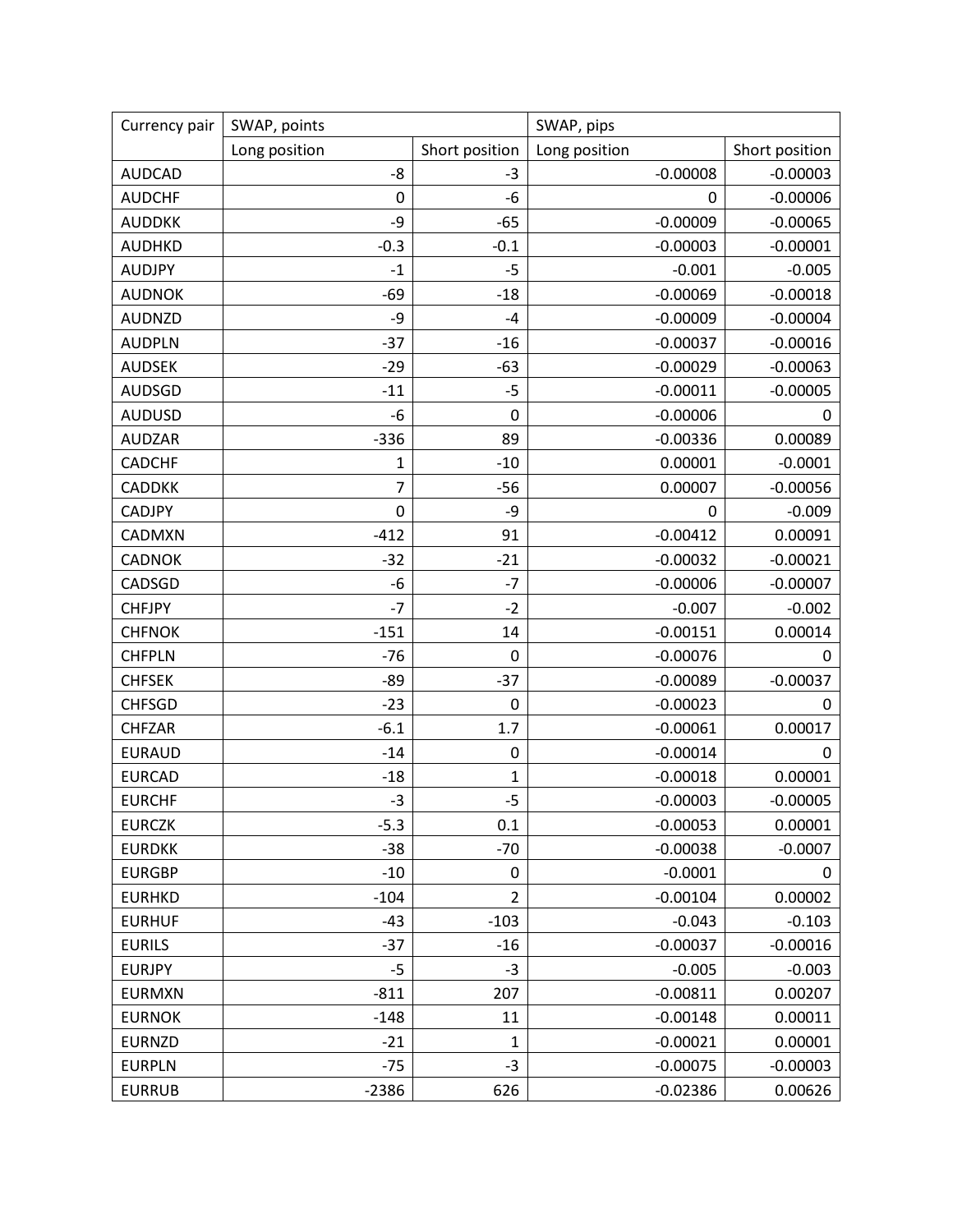| Currency pair | SWAP, points | | SWAP, pips | |
|---|---|---|---|---|
| | Long position | Short position | Long position | Short position |
| AUDCAD | -8 | -3 | -0.00008 | -0.00003 |
| AUDCHF | 0 | -6 | 0 | -0.00006 |
| AUDDKK | -9 | -65 | -0.00009 | -0.00065 |
| AUDHKD | -0.3 | -0.1 | -0.00003 | -0.00001 |
| AUDJPY | -1 | -5 | -0.001 | -0.005 |
| AUDNOK | -69 | -18 | -0.00069 | -0.00018 |
| AUDNZD | -9 | -4 | -0.00009 | -0.00004 |
| AUDPLN | -37 | -16 | -0.00037 | -0.00016 |
| AUDSEK | -29 | -63 | -0.00029 | -0.00063 |
| AUDSGD | -11 | -5 | -0.00011 | -0.00005 |
| AUDUSD | -6 | 0 | -0.00006 | 0 |
| AUDZAR | -336 | 89 | -0.00336 | 0.00089 |
| CADCHF | 1 | -10 | 0.00001 | -0.0001 |
| CADDKK | 7 | -56 | 0.00007 | -0.00056 |
| CADJPY | 0 | -9 | 0 | -0.009 |
| CADMXN | -412 | 91 | -0.00412 | 0.00091 |
| CADNOK | -32 | -21 | -0.00032 | -0.00021 |
| CADSGD | -6 | -7 | -0.00006 | -0.00007 |
| CHFJPY | -7 | -2 | -0.007 | -0.002 |
| CHFNOK | -151 | 14 | -0.00151 | 0.00014 |
| CHFPLN | -76 | 0 | -0.00076 | 0 |
| CHFSEK | -89 | -37 | -0.00089 | -0.00037 |
| CHFSGD | -23 | 0 | -0.00023 | 0 |
| CHFZAR | -6.1 | 1.7 | -0.00061 | 0.00017 |
| EURAUD | -14 | 0 | -0.00014 | 0 |
| EURCAD | -18 | 1 | -0.00018 | 0.00001 |
| EURCHF | -3 | -5 | -0.00003 | -0.00005 |
| EURCZK | -5.3 | 0.1 | -0.00053 | 0.00001 |
| EURDKK | -38 | -70 | -0.00038 | -0.0007 |
| EURGBP | -10 | 0 | -0.0001 | 0 |
| EURHKD | -104 | 2 | -0.00104 | 0.00002 |
| EURHUF | -43 | -103 | -0.043 | -0.103 |
| EURILS | -37 | -16 | -0.00037 | -0.00016 |
| EURJPY | -5 | -3 | -0.005 | -0.003 |
| EURMXN | -811 | 207 | -0.00811 | 0.00207 |
| EURNOK | -148 | 11 | -0.00148 | 0.00011 |
| EURNZD | -21 | 1 | -0.00021 | 0.00001 |
| EURPLN | -75 | -3 | -0.00075 | -0.00003 |
| EURRUB | -2386 | 626 | -0.02386 | 0.00626 |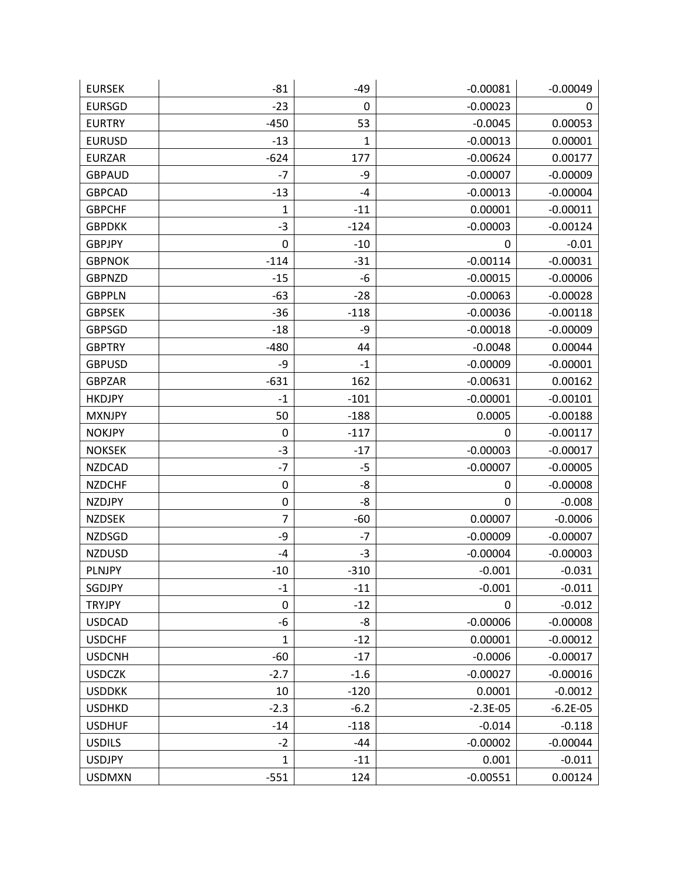| | | | | |
|---|---|---|---|---|
| EURSEK | -81 | -49 | -0.00081 | -0.00049 |
| EURSGD | -23 | 0 | -0.00023 | 0 |
| EURTRY | -450 | 53 | -0.0045 | 0.00053 |
| EURUSD | -13 | 1 | -0.00013 | 0.00001 |
| EURZAR | -624 | 177 | -0.00624 | 0.00177 |
| GBPAUD | -7 | -9 | -0.00007 | -0.00009 |
| GBPCAD | -13 | -4 | -0.00013 | -0.00004 |
| GBPCHF | 1 | -11 | 0.00001 | -0.00011 |
| GBPDKK | -3 | -124 | -0.00003 | -0.00124 |
| GBPJPY | 0 | -10 | 0 | -0.01 |
| GBPNOK | -114 | -31 | -0.00114 | -0.00031 |
| GBPNZD | -15 | -6 | -0.00015 | -0.00006 |
| GBPPLN | -63 | -28 | -0.00063 | -0.00028 |
| GBPSEK | -36 | -118 | -0.00036 | -0.00118 |
| GBPSGD | -18 | -9 | -0.00018 | -0.00009 |
| GBPTRY | -480 | 44 | -0.0048 | 0.00044 |
| GBPUSD | -9 | -1 | -0.00009 | -0.00001 |
| GBPZAR | -631 | 162 | -0.00631 | 0.00162 |
| HKDJPY | -1 | -101 | -0.00001 | -0.00101 |
| MXNJPY | 50 | -188 | 0.0005 | -0.00188 |
| NOKJPY | 0 | -117 | 0 | -0.00117 |
| NOKSEK | -3 | -17 | -0.00003 | -0.00017 |
| NZDCAD | -7 | -5 | -0.00007 | -0.00005 |
| NZDCHF | 0 | -8 | 0 | -0.00008 |
| NZDJPY | 0 | -8 | 0 | -0.008 |
| NZDSEK | 7 | -60 | 0.00007 | -0.0006 |
| NZDSGD | -9 | -7 | -0.00009 | -0.00007 |
| NZDUSD | -4 | -3 | -0.00004 | -0.00003 |
| PLNJPY | -10 | -310 | -0.001 | -0.031 |
| SGDJPY | -1 | -11 | -0.001 | -0.011 |
| TRYJPY | 0 | -12 | 0 | -0.012 |
| USDCAD | -6 | -8 | -0.00006 | -0.00008 |
| USDCHF | 1 | -12 | 0.00001 | -0.00012 |
| USDCNH | -60 | -17 | -0.0006 | -0.00017 |
| USDCZK | -2.7 | -1.6 | -0.00027 | -0.00016 |
| USDDKK | 10 | -120 | 0.0001 | -0.0012 |
| USDHKD | -2.3 | -6.2 | -2.3E-05 | -6.2E-05 |
| USDHUF | -14 | -118 | -0.014 | -0.118 |
| USDILS | -2 | -44 | -0.00002 | -0.00044 |
| USDJPY | 1 | -11 | 0.001 | -0.011 |
| USDMXN | -551 | 124 | -0.00551 | 0.00124 |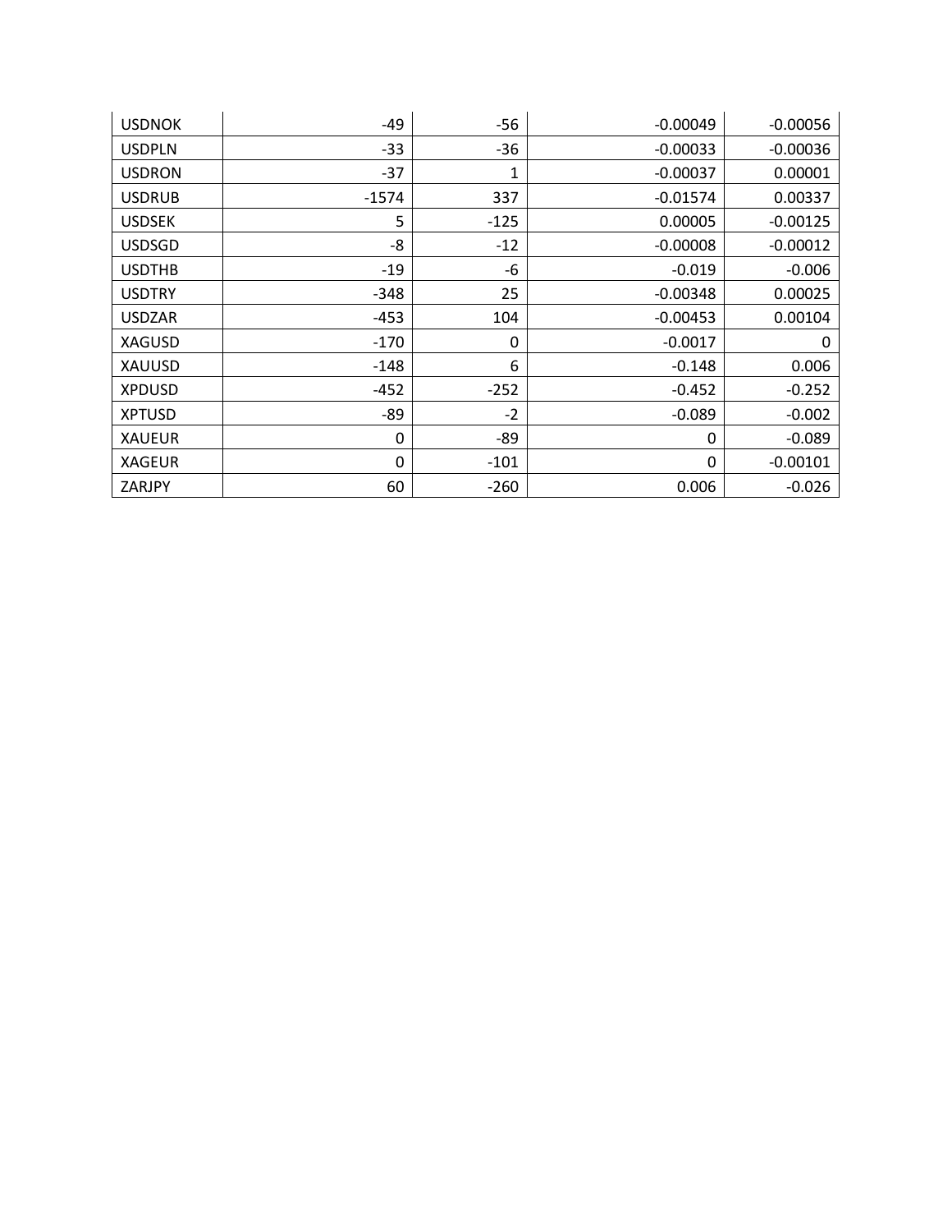| | | | | |
|---|---|---|---|---|
| USDNOK | -49 | -56 | -0.00049 | -0.00056 |
| USDPLN | -33 | -36 | -0.00033 | -0.00036 |
| USDRON | -37 | 1 | -0.00037 | 0.00001 |
| USDRUB | -1574 | 337 | -0.01574 | 0.00337 |
| USDSEK | 5 | -125 | 0.00005 | -0.00125 |
| USDSGD | -8 | -12 | -0.00008 | -0.00012 |
| USDTHB | -19 | -6 | -0.019 | -0.006 |
| USDTRY | -348 | 25 | -0.00348 | 0.00025 |
| USDZAR | -453 | 104 | -0.00453 | 0.00104 |
| XAGUSD | -170 | 0 | -0.0017 | 0 |
| XAUUSD | -148 | 6 | -0.148 | 0.006 |
| XPDUSD | -452 | -252 | -0.452 | -0.252 |
| XPTUSD | -89 | -2 | -0.089 | -0.002 |
| XAUEUR | 0 | -89 | 0 | -0.089 |
| XAGEUR | 0 | -101 | 0 | -0.00101 |
| ZARJPY | 60 | -260 | 0.006 | -0.026 |